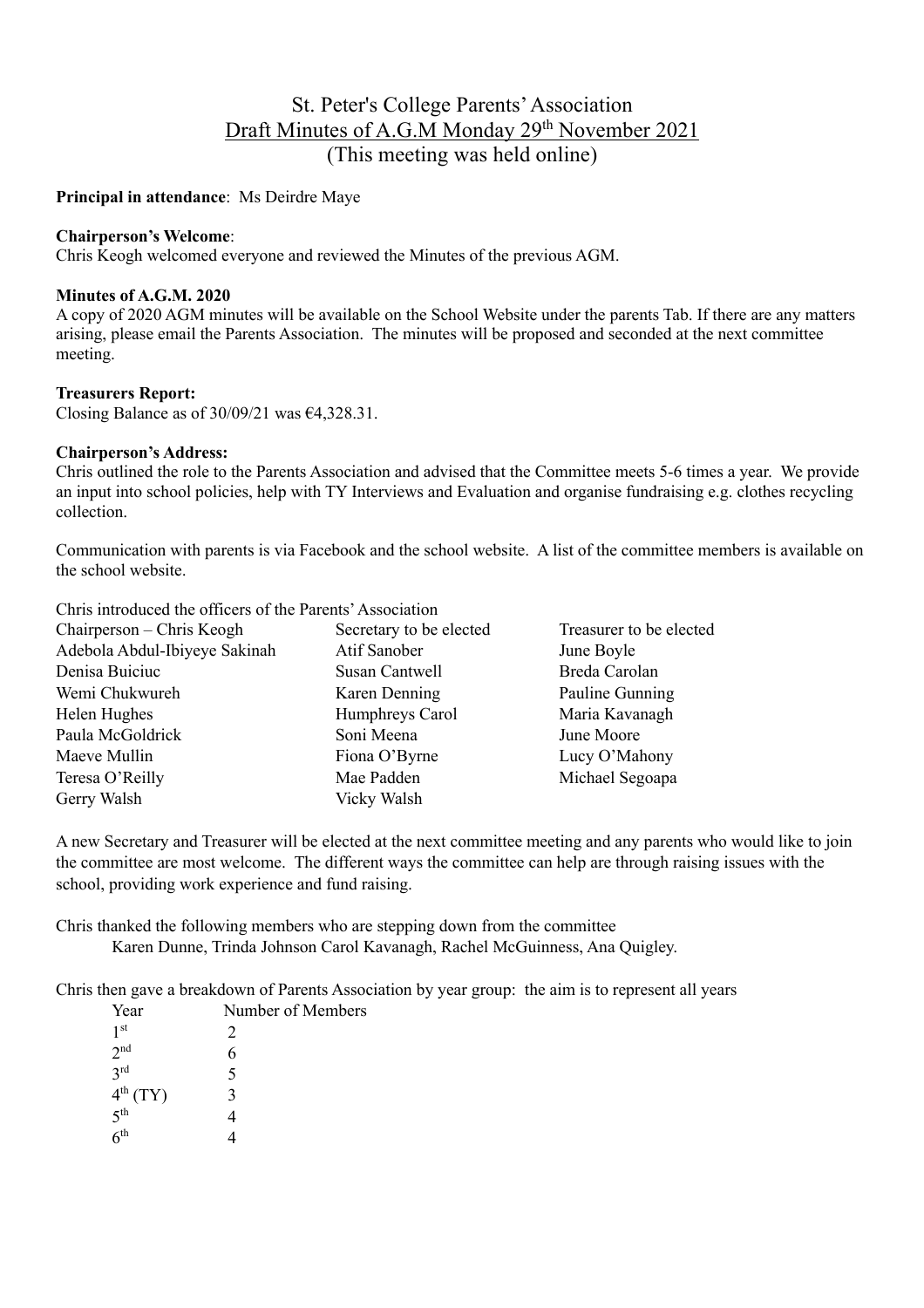# St. Peter's College Parents' Association

## Draft Minutes of A.G.M Monday 29th November 2021

(This meeting was held online)

**Principal in attendance**: Ms Deirdre Maye

**Chairperson's Welcome**:
Chris Keogh welcomed everyone and reviewed the Minutes of the previous AGM.

**Minutes of A.G.M. 2020**
A copy of 2020 AGM minutes will be available on the School Website under the parents Tab. If there are any matters arising, please email the Parents Association. The minutes will be proposed and seconded at the next committee meeting.

**Treasurers Report:**
Closing Balance as of 30/09/21 was €4,328.31.

**Chairperson's Address:**
Chris outlined the role to the Parents Association and advised that the Committee meets 5-6 times a year. We provide an input into school policies, help with TY Interviews and Evaluation and organise fundraising e.g. clothes recycling collection.

Communication with parents is via Facebook and the school website. A list of the committee members is available on the school website.

Chris introduced the officers of the Parents' Association

| Chairperson – Chris Keogh | Secretary to be elected | Treasurer to be elected |
|---|---|---|
| Adebola Abdul-Ibiyeye Sakinah | Atif Sanober | June Boyle |
| Denisa Buiciuc | Susan Cantwell | Breda Carolan |
| Wemi Chukwureh | Karen Denning | Pauline Gunning |
| Helen Hughes | Humphreys Carol | Maria Kavanagh |
| Paula McGoldrick | Soni Meena | June Moore |
| Maeve Mullin | Fiona O'Byrne | Lucy O'Mahony |
| Teresa O'Reilly | Mae Padden | Michael Segoapa |
| Gerry Walsh | Vicky Walsh | |

A new Secretary and Treasurer will be elected at the next committee meeting and any parents who would like to join the committee are most welcome. The different ways the committee can help are through raising issues with the school, providing work experience and fund raising.

Chris thanked the following members who are stepping down from the committee
Karen Dunne, Trinda Johnson Carol Kavanagh, Rachel McGuinness, Ana Quigley.

Chris then gave a breakdown of Parents Association by year group: the aim is to represent all years

| Year | Number of Members |
|---|---|
| 1st | 2 |
| 2nd | 6 |
| 3rd | 5 |
| 4th (TY) | 3 |
| 5th | 4 |
| 6th | 4 |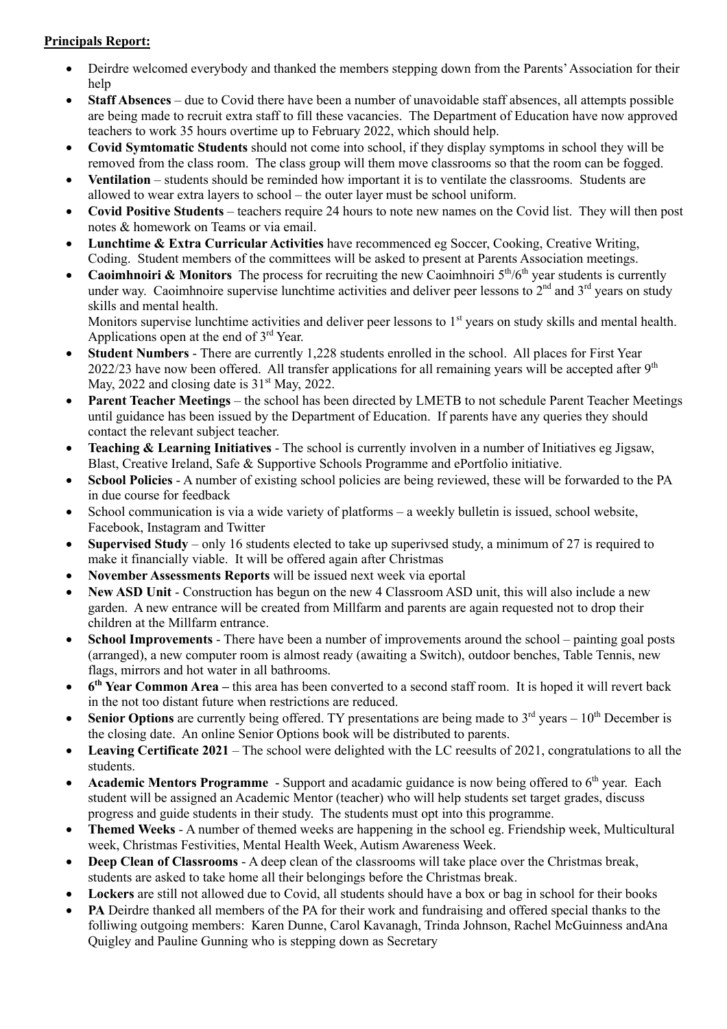**Principals Report:**

- Deirdre welcomed everybody and thanked the members stepping down from the Parents' Association for their help
- **Staff Absences** – due to Covid there have been a number of unavoidable staff absences, all attempts possible are being made to recruit extra staff to fill these vacancies. The Department of Education have now approved teachers to work 35 hours overtime up to February 2022, which should help.
- **Covid Symtomatic Students** should not come into school, if they display symptoms in school they will be removed from the class room. The class group will them move classrooms so that the room can be fogged.
- **Ventilation** – students should be reminded how important it is to ventilate the classrooms. Students are allowed to wear extra layers to school – the outer layer must be school uniform.
- **Covid Positive Students** – teachers require 24 hours to note new names on the Covid list. They will then post notes & homework on Teams or via email.
- **Lunchtime & Extra Curricular Activities** have recommenced eg Soccer, Cooking, Creative Writing, Coding. Student members of the committees will be asked to present at Parents Association meetings.
- **Caoimhnoiri & Monitors** The process for recruiting the new Caoimhnoiri 5th/6th year students is currently under way. Caoimhnoire supervise lunchtime activities and deliver peer lessons to 2nd and 3rd years on study skills and mental health.
  Monitors supervise lunchtime activities and deliver peer lessons to 1st years on study skills and mental health. Applications open at the end of 3rd Year.
- **Student Numbers** - There are currently 1,228 students enrolled in the school. All places for First Year 2022/23 have now been offered. All transfer applications for all remaining years will be accepted after 9th May, 2022 and closing date is 31st May, 2022.
- **Parent Teacher Meetings** – the school has been directed by LMETB to not schedule Parent Teacher Meetings until guidance has been issued by the Department of Education. If parents have any queries they should contact the relevant subject teacher.
- **Teaching & Learning Initiatives** - The school is currently involven in a number of Initiatives eg Jigsaw, Blast, Creative Ireland, Safe & Supportive Schools Programme and ePortfolio initiative.
- **Scbool Policies** - A number of existing school policies are being reviewed, these will be forwarded to the PA in due course for feedback
- School communication is via a wide variety of platforms – a weekly bulletin is issued, school website, Facebook, Instagram and Twitter
- **Supervised Study** – only 16 students elected to take up superivsed study, a minimum of 27 is required to make it financially viable. It will be offered again after Christmas
- **November Assessments Reports** will be issued next week via eportal
- **New ASD Unit** - Construction has begun on the new 4 Classroom ASD unit, this will also include a new garden. A new entrance will be created from Millfarm and parents are again requested not to drop their children at the Millfarm entrance.
- **School Improvements** - There have been a number of improvements around the school – painting goal posts (arranged), a new computer room is almost ready (awaiting a Switch), outdoor benches, Table Tennis, new flags, mirrors and hot water in all bathrooms.
- **6th Year Common Area –** this area has been converted to a second staff room. It is hoped it will revert back in the not too distant future when restrictions are reduced.
- **Senior Options** are currently being offered. TY presentations are being made to 3rd years – 10th December is the closing date. An online Senior Options book will be distributed to parents.
- **Leaving Certificate 2021** – The school were delighted with the LC reesults of 2021, congratulations to all the students.
- **Academic Mentors Programme** - Support and acadamic guidance is now being offered to 6th year. Each student will be assigned an Academic Mentor (teacher) who will help students set target grades, discuss progress and guide students in their study. The students must opt into this programme.
- **Themed Weeks** - A number of themed weeks are happening in the school eg. Friendship week, Multicultural week, Christmas Festivities, Mental Health Week, Autism Awareness Week.
- **Deep Clean of Classrooms** - A deep clean of the classrooms will take place over the Christmas break, students are asked to take home all their belongings before the Christmas break.
- **Lockers** are still not allowed due to Covid, all students should have a box or bag in school for their books
- **PA** Deirdre thanked all members of the PA for their work and fundraising and offered special thanks to the folliwing outgoing members: Karen Dunne, Carol Kavanagh, Trinda Johnson, Rachel McGuinness andAna Quigley and Pauline Gunning who is stepping down as Secretary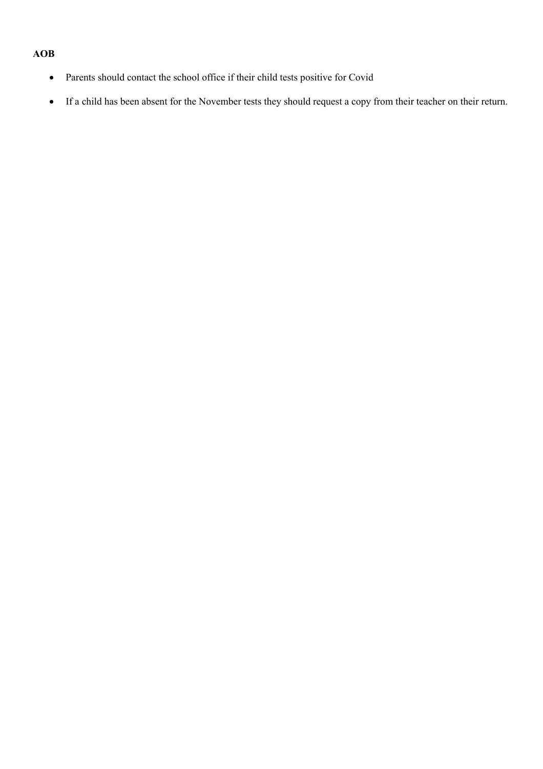**AOB**

- Parents should contact the school office if their child tests positive for Covid
- If a child has been absent for the November tests they should request a copy from their teacher on their return.